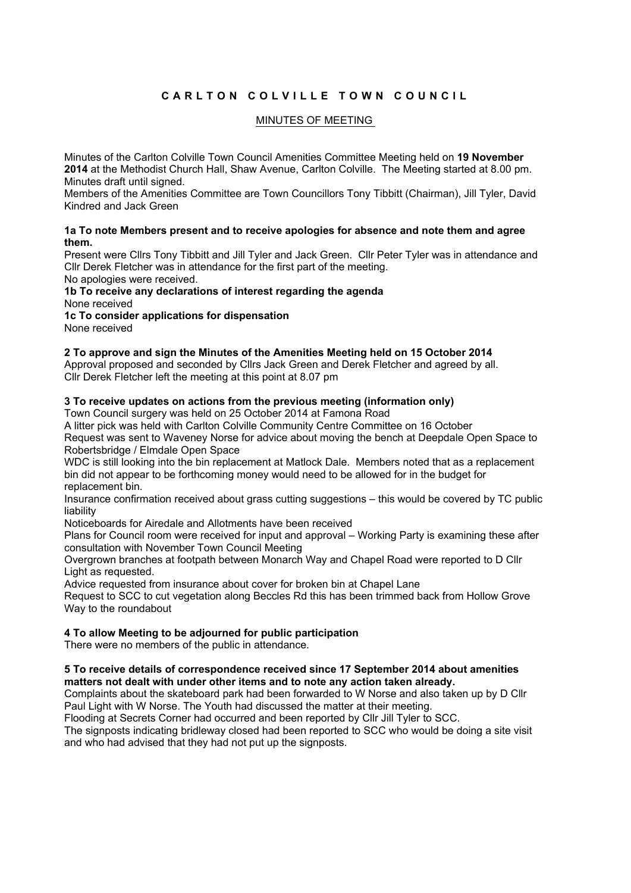# C A R L T O N   C O L V I L L E   T O W N   C O U N C I L

## MINUTES OF MEETING

Minutes of the Carlton Colville Town Council Amenities Committee Meeting held on **19 November 2014** at the Methodist Church Hall, Shaw Avenue, Carlton Colville. The Meeting started at 8.00 pm. Minutes draft until signed.

Members of the Amenities Committee are Town Councillors Tony Tibbitt (Chairman), Jill Tyler, David Kindred and Jack Green

**1a To note Members present and to receive apologies for absence and note them and agree them.**

Present were Cllrs Tony Tibbitt and Jill Tyler and Jack Green. Cllr Peter Tyler was in attendance and Cllr Derek Fletcher was in attendance for the first part of the meeting.

No apologies were received.

**1b To receive any declarations of interest regarding the agenda**

None received

**1c To consider applications for dispensation**

None received

**2 To approve and sign the Minutes of the Amenities Meeting held on 15 October 2014**

Approval proposed and seconded by Cllrs Jack Green and Derek Fletcher and agreed by all.
Cllr Derek Fletcher left the meeting at this point at 8.07 pm

**3 To receive updates on actions from the previous meeting (information only)**

Town Council surgery was held on 25 October 2014 at Famona Road

A litter pick was held with Carlton Colville Community Centre Committee on 16 October

Request was sent to Waveney Norse for advice about moving the bench at Deepdale Open Space to Robertsbridge / Elmdale Open Space

WDC is still looking into the bin replacement at Matlock Dale. Members noted that as a replacement bin did not appear to be forthcoming money would need to be allowed for in the budget for replacement bin.

Insurance confirmation received about grass cutting suggestions – this would be covered by TC public liability

Noticeboards for Airedale and Allotments have been received

Plans for Council room were received for input and approval – Working Party is examining these after consultation with November Town Council Meeting

Overgrown branches at footpath between Monarch Way and Chapel Road were reported to D Cllr Light as requested.

Advice requested from insurance about cover for broken bin at Chapel Lane

Request to SCC to cut vegetation along Beccles Rd this has been trimmed back from Hollow Grove Way to the roundabout

**4 To allow Meeting to be adjourned for public participation**

There were no members of the public in attendance.

**5 To receive details of correspondence received since 17 September 2014 about amenities matters not dealt with under other items and to note any action taken already.**

Complaints about the skateboard park had been forwarded to W Norse and also taken up by D Cllr Paul Light with W Norse. The Youth had discussed the matter at their meeting.

Flooding at Secrets Corner had occurred and been reported by Cllr Jill Tyler to SCC.

The signposts indicating bridleway closed had been reported to SCC who would be doing a site visit and who had advised that they had not put up the signposts.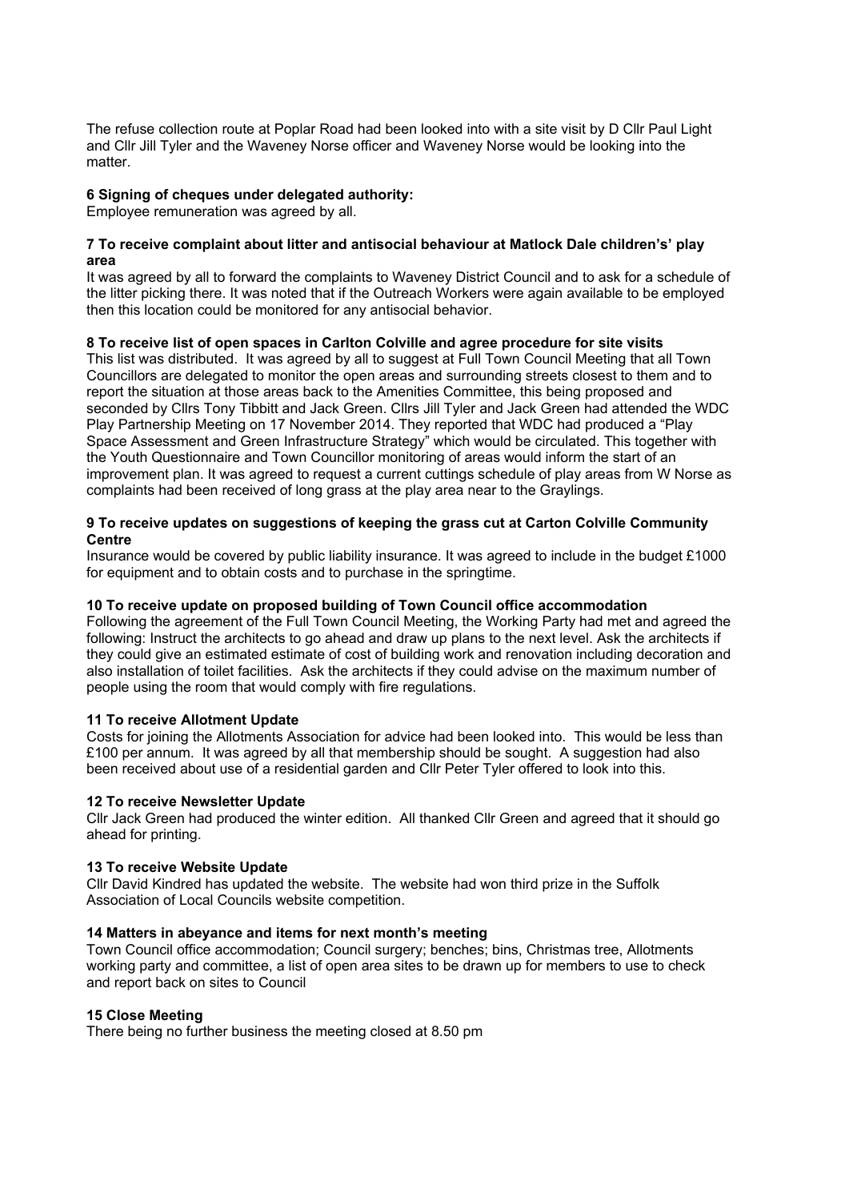The refuse collection route at Poplar Road had been looked into with a site visit by D Cllr Paul Light and Cllr Jill Tyler and the Waveney Norse officer and Waveney Norse would be looking into the matter.

**6 Signing of cheques under delegated authority:**

Employee remuneration was agreed by all.

**7 To receive complaint about litter and antisocial behaviour at Matlock Dale childrens' play area**

It was agreed by all to forward the complaints to Waveney District Council and to ask for a schedule of the litter picking there. It was noted that if the Outreach Workers were again available to be employed then this location could be monitored for any antisocial behavior.

**8 To receive list of open spaces in Carlton Colville and agree procedure for site visits**

This list was distributed. It was agreed by all to suggest at Full Town Council Meeting that all Town Councillors are delegated to monitor the open areas and surrounding streets closest to them and to report the situation at those areas back to the Amenities Committee, this being proposed and seconded by Cllrs Tony Tibbitt and Jack Green. Cllrs Jill Tyler and Jack Green had attended the WDC Play Partnership Meeting on 17 November 2014. They reported that WDC had produced a "Play Space Assessment and Green Infrastructure Strategy" which would be circulated. This together with the Youth Questionnaire and Town Councillor monitoring of areas would inform the start of an improvement plan. It was agreed to request a current cuttings schedule of play areas from W Norse as complaints had been received of long grass at the play area near to the Graylings.

**9 To receive updates on suggestions of keeping the grass cut at Carton Colville Community Centre**

Insurance would be covered by public liability insurance. It was agreed to include in the budget £1000 for equipment and to obtain costs and to purchase in the springtime.

**10 To receive update on proposed building of Town Council office accommodation**

Following the agreement of the Full Town Council Meeting, the Working Party had met and agreed the following: Instruct the architects to go ahead and draw up plans to the next level. Ask the architects if they could give an estimated estimate of cost of building work and renovation including decoration and also installation of toilet facilities. Ask the architects if they could advise on the maximum number of people using the room that would comply with fire regulations.

**11 To receive Allotment Update**

Costs for joining the Allotments Association for advice had been looked into. This would be less than £100 per annum. It was agreed by all that membership should be sought. A suggestion had also been received about use of a residential garden and Cllr Peter Tyler offered to look into this.

**12 To receive Newsletter Update**

Cllr Jack Green had produced the winter edition. All thanked Cllr Green and agreed that it should go ahead for printing.

**13 To receive Website Update**

Cllr David Kindred has updated the website. The website had won third prize in the Suffolk Association of Local Councils website competition.

**14 Matters in abeyance and items for next month's meeting**

Town Council office accommodation; Council surgery; benches; bins, Christmas tree, Allotments working party and committee, a list of open area sites to be drawn up for members to use to check and report back on sites to Council

**15 Close Meeting**

There being no further business the meeting closed at 8.50 pm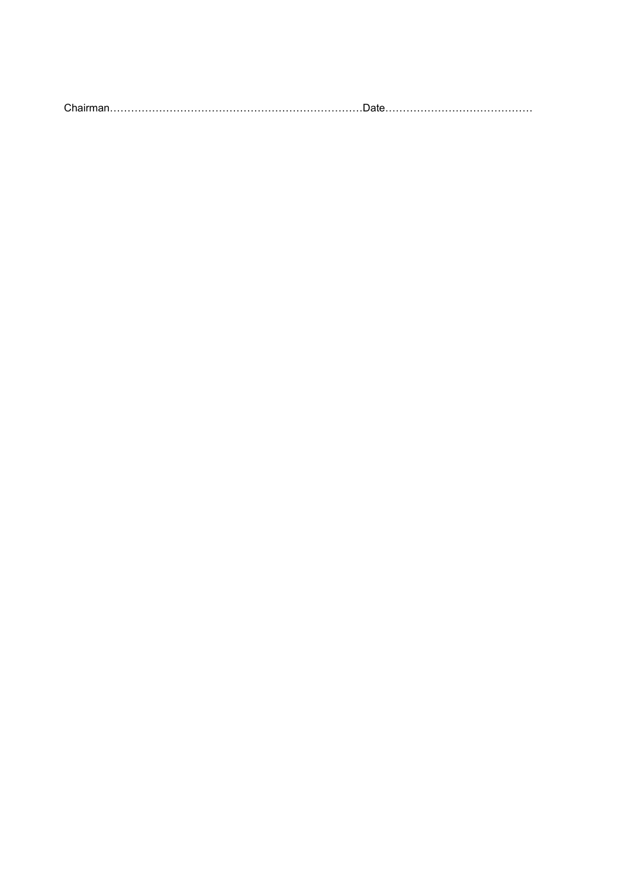Chairman……………………………………………………………Date……………………………………